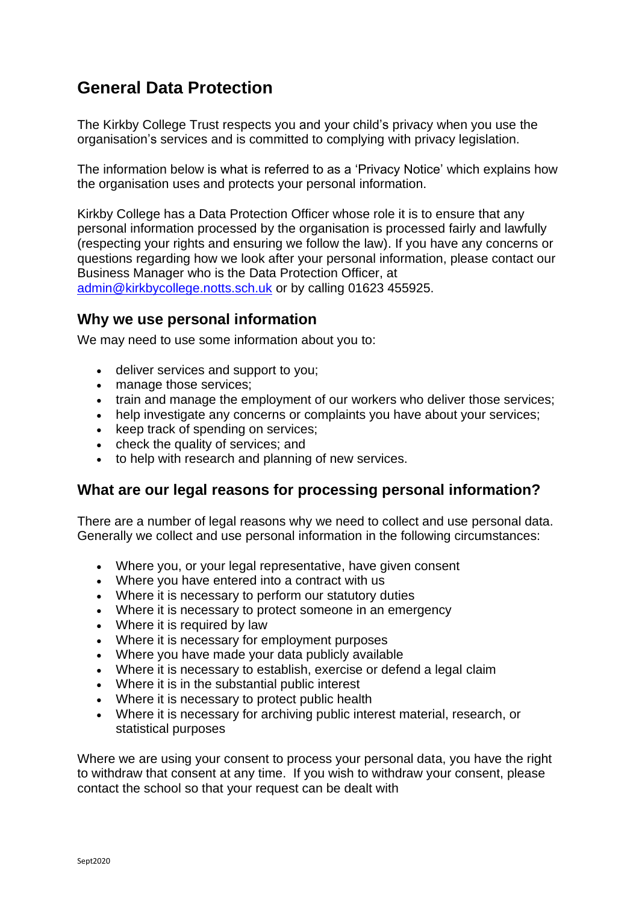# General Data Protection

The Kirkby College Trust respects you and your child's privacy when you use the organisation's services and is committed to complying with privacy legislation.

The information below is what is referred to as a 'Privacy Notice' which explains how the organisation uses and protects your personal information.

Kirkby College has a Data Protection Officer whose role it is to ensure that any personal information processed by the organisation is processed fairly and lawfully (respecting your rights and ensuring we follow the law). If you have any concerns or questions regarding how we look after your personal information, please contact our Business Manager who is the Data Protection Officer, at admin@kirkbycollege.notts.sch.uk or by calling 01623 455925.

## Why we use personal information

We may need to use some information about you to:

- deliver services and support to you;
- manage those services;
- train and manage the employment of our workers who deliver those services;
- help investigate any concerns or complaints you have about your services;
- keep track of spending on services;
- check the quality of services; and
- to help with research and planning of new services.

## What are our legal reasons for processing personal information?

There are a number of legal reasons why we need to collect and use personal data. Generally we collect and use personal information in the following circumstances:

- Where you, or your legal representative, have given consent
- Where you have entered into a contract with us
- Where it is necessary to perform our statutory duties
- Where it is necessary to protect someone in an emergency
- Where it is required by law
- Where it is necessary for employment purposes
- Where you have made your data publicly available
- Where it is necessary to establish, exercise or defend a legal claim
- Where it is in the substantial public interest
- Where it is necessary to protect public health
- Where it is necessary for archiving public interest material, research, or statistical purposes

Where we are using your consent to process your personal data, you have the right to withdraw that consent at any time. If you wish to withdraw your consent, please contact the school so that your request can be dealt with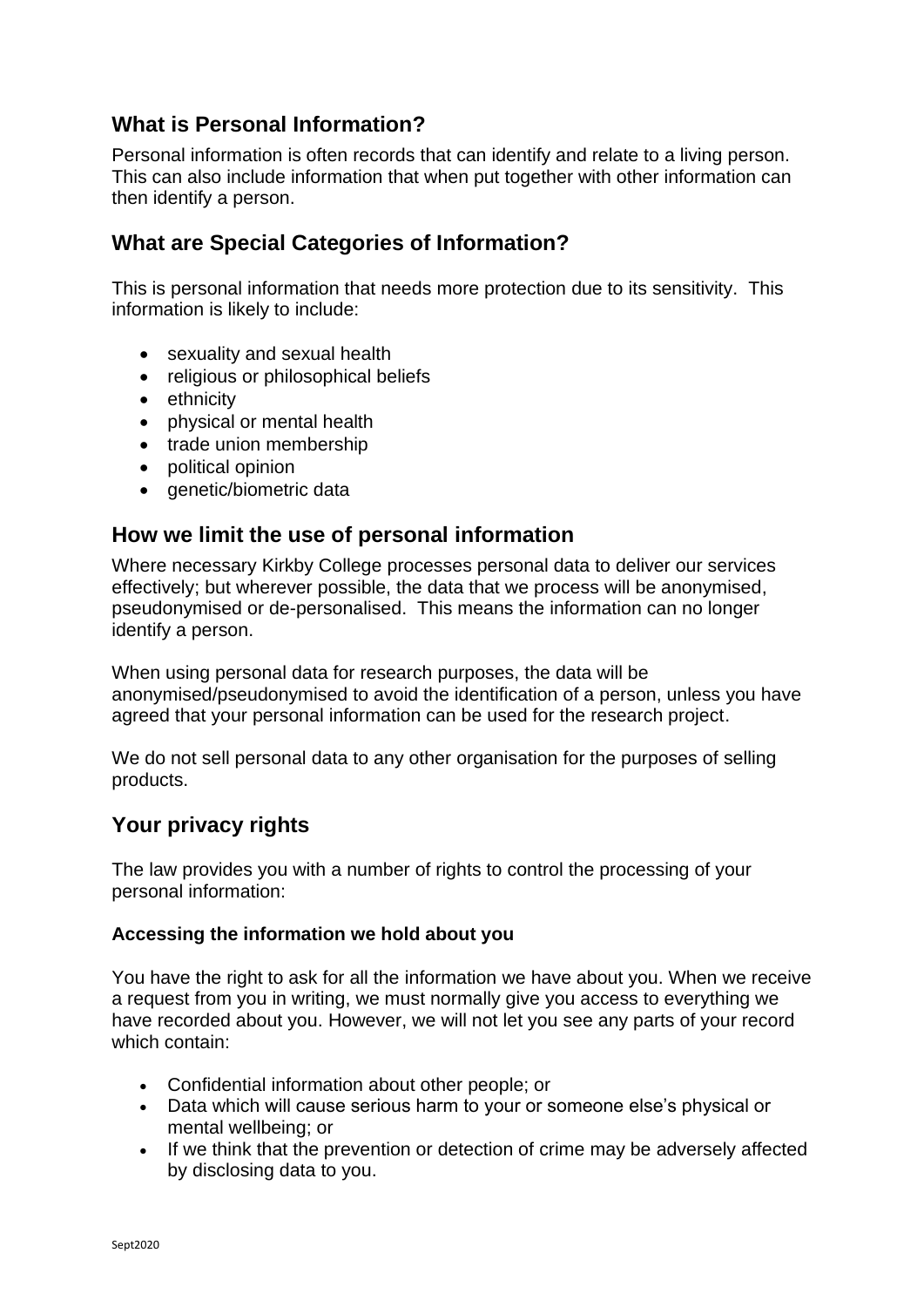## What is Personal Information?

Personal information is often records that can identify and relate to a living person. This can also include information that when put together with other information can then identify a person.

## What are Special Categories of Information?

This is personal information that needs more protection due to its sensitivity. This information is likely to include:

- sexuality and sexual health
- religious or philosophical beliefs
- ethnicity
- physical or mental health
- trade union membership
- political opinion
- genetic/biometric data

## How we limit the use of personal information

Where necessary Kirkby College processes personal data to deliver our services effectively; but wherever possible, the data that we process will be anonymised, pseudonymised or de-personalised. This means the information can no longer identify a person.

When using personal data for research purposes, the data will be anonymised/pseudonymised to avoid the identification of a person, unless you have agreed that your personal information can be used for the research project.

We do not sell personal data to any other organisation for the purposes of selling products.

## Your privacy rights

The law provides you with a number of rights to control the processing of your personal information:

**Accessing the information we hold about you**

You have the right to ask for all the information we have about you. When we receive a request from you in writing, we must normally give you access to everything we have recorded about you. However, we will not let you see any parts of your record which contain:

- Confidential information about other people; or
- Data which will cause serious harm to your or someone else's physical or mental wellbeing; or
- If we think that the prevention or detection of crime may be adversely affected by disclosing data to you.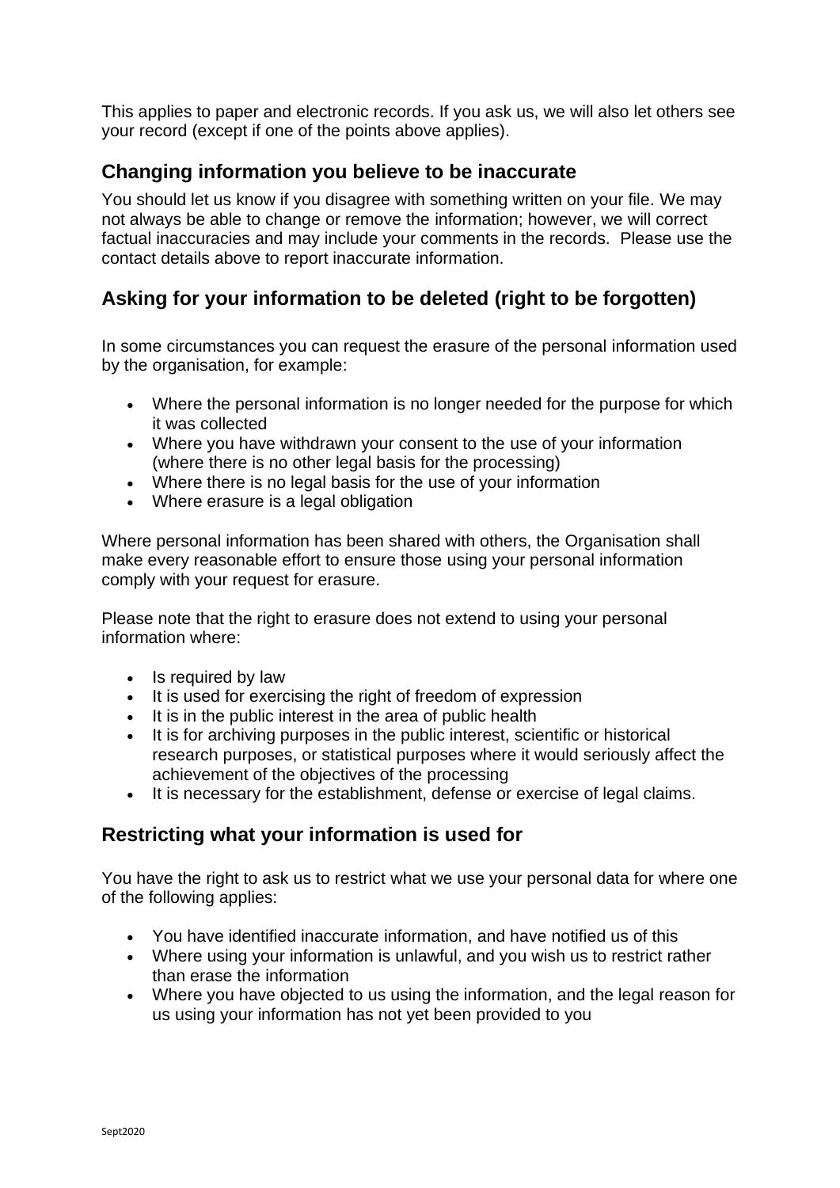This applies to paper and electronic records. If you ask us, we will also let others see your record (except if one of the points above applies).

## Changing information you believe to be inaccurate

You should let us know if you disagree with something written on your file. We may not always be able to change or remove the information; however, we will correct factual inaccuracies and may include your comments in the records. Please use the contact details above to report inaccurate information.

## Asking for your information to be deleted (right to be forgotten)

In some circumstances you can request the erasure of the personal information used by the organisation, for example:

- Where the personal information is no longer needed for the purpose for which it was collected
- Where you have withdrawn your consent to the use of your information (where there is no other legal basis for the processing)
- Where there is no legal basis for the use of your information
- Where erasure is a legal obligation

Where personal information has been shared with others, the Organisation shall make every reasonable effort to ensure those using your personal information comply with your request for erasure.

Please note that the right to erasure does not extend to using your personal information where:

- Is required by law
- It is used for exercising the right of freedom of expression
- It is in the public interest in the area of public health
- It is for archiving purposes in the public interest, scientific or historical research purposes, or statistical purposes where it would seriously affect the achievement of the objectives of the processing
- It is necessary for the establishment, defense or exercise of legal claims.

## Restricting what your information is used for

You have the right to ask us to restrict what we use your personal data for where one of the following applies:

- You have identified inaccurate information, and have notified us of this
- Where using your information is unlawful, and you wish us to restrict rather than erase the information
- Where you have objected to us using the information, and the legal reason for us using your information has not yet been provided to you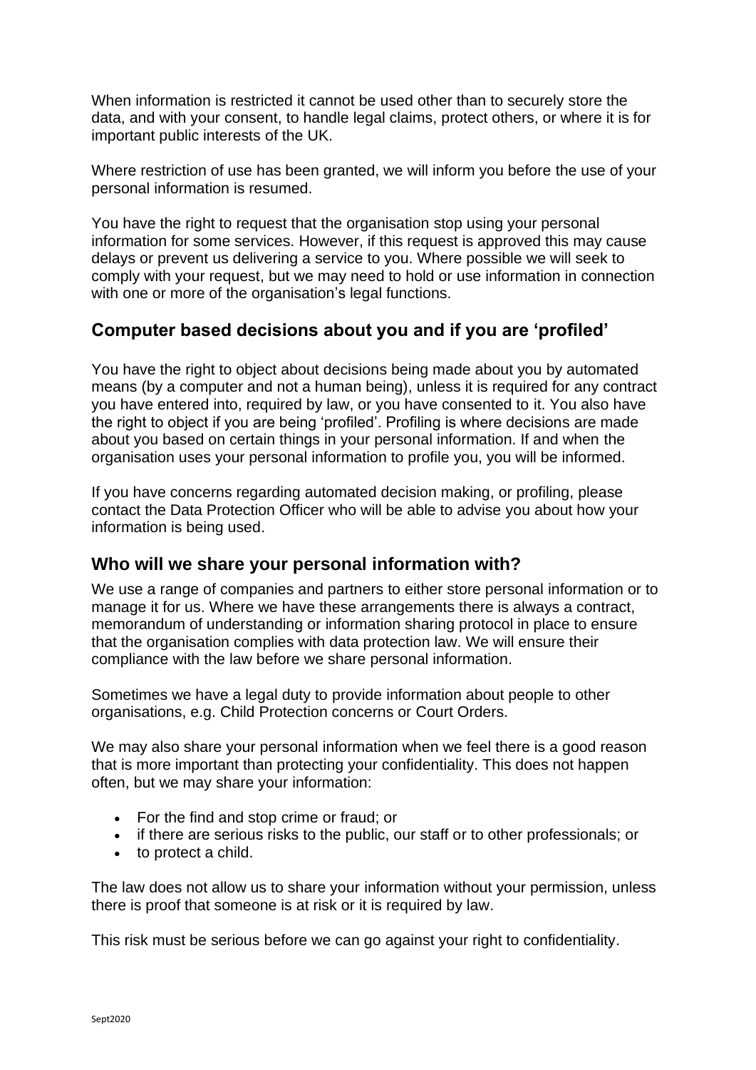When information is restricted it cannot be used other than to securely store the data, and with your consent, to handle legal claims, protect others, or where it is for important public interests of the UK.

Where restriction of use has been granted, we will inform you before the use of your personal information is resumed.

You have the right to request that the organisation stop using your personal information for some services. However, if this request is approved this may cause delays or prevent us delivering a service to you. Where possible we will seek to comply with your request, but we may need to hold or use information in connection with one or more of the organisation's legal functions.

## Computer based decisions about you and if you are 'profiled'

You have the right to object about decisions being made about you by automated means (by a computer and not a human being), unless it is required for any contract you have entered into, required by law, or you have consented to it. You also have the right to object if you are being 'profiled'. Profiling is where decisions are made about you based on certain things in your personal information. If and when the organisation uses your personal information to profile you, you will be informed.

If you have concerns regarding automated decision making, or profiling, please contact the Data Protection Officer who will be able to advise you about how your information is being used.

## Who will we share your personal information with?

We use a range of companies and partners to either store personal information or to manage it for us. Where we have these arrangements there is always a contract, memorandum of understanding or information sharing protocol in place to ensure that the organisation complies with data protection law. We will ensure their compliance with the law before we share personal information.

Sometimes we have a legal duty to provide information about people to other organisations, e.g. Child Protection concerns or Court Orders.

We may also share your personal information when we feel there is a good reason that is more important than protecting your confidentiality. This does not happen often, but we may share your information:

- For the find and stop crime or fraud; or
- if there are serious risks to the public, our staff or to other professionals; or
- to protect a child.

The law does not allow us to share your information without your permission, unless there is proof that someone is at risk or it is required by law.

This risk must be serious before we can go against your right to confidentiality.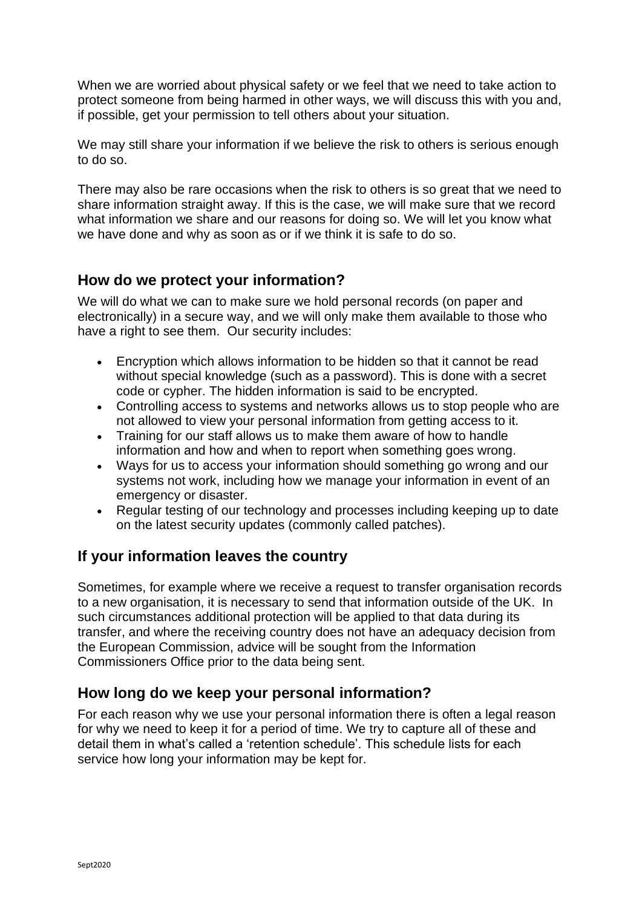When we are worried about physical safety or we feel that we need to take action to protect someone from being harmed in other ways, we will discuss this with you and, if possible, get your permission to tell others about your situation.

We may still share your information if we believe the risk to others is serious enough to do so.

There may also be rare occasions when the risk to others is so great that we need to share information straight away. If this is the case, we will make sure that we record what information we share and our reasons for doing so. We will let you know what we have done and why as soon as or if we think it is safe to do so.

## How do we protect your information?

We will do what we can to make sure we hold personal records (on paper and electronically) in a secure way, and we will only make them available to those who have a right to see them. Our security includes:

- Encryption which allows information to be hidden so that it cannot be read without special knowledge (such as a password). This is done with a secret code or cypher. The hidden information is said to be encrypted.
- Controlling access to systems and networks allows us to stop people who are not allowed to view your personal information from getting access to it.
- Training for our staff allows us to make them aware of how to handle information and how and when to report when something goes wrong.
- Ways for us to access your information should something go wrong and our systems not work, including how we manage your information in event of an emergency or disaster.
- Regular testing of our technology and processes including keeping up to date on the latest security updates (commonly called patches).

## If your information leaves the country

Sometimes, for example where we receive a request to transfer organisation records to a new organisation, it is necessary to send that information outside of the UK. In such circumstances additional protection will be applied to that data during its transfer, and where the receiving country does not have an adequacy decision from the European Commission, advice will be sought from the Information Commissioners Office prior to the data being sent.

## How long do we keep your personal information?

For each reason why we use your personal information there is often a legal reason for why we need to keep it for a period of time. We try to capture all of these and detail them in what's called a 'retention schedule'. This schedule lists for each service how long your information may be kept for.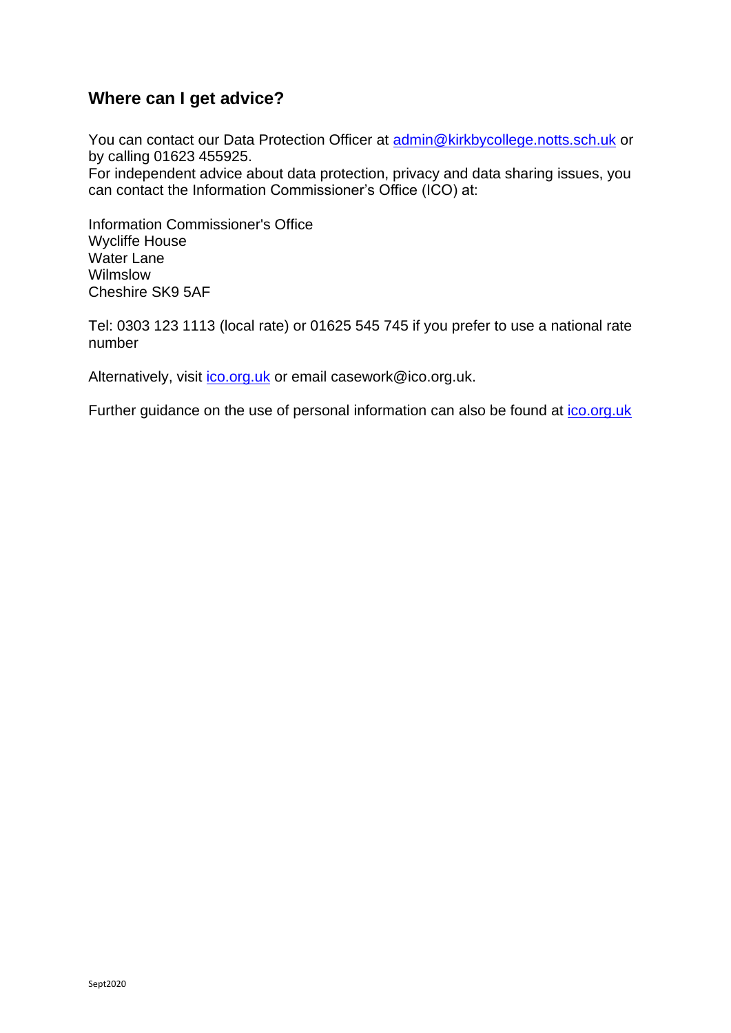## Where can I get advice?

You can contact our Data Protection Officer at [admin@kirkbycollege.notts.sch.uk](mailto:admin@kirkbycollege.notts.sch.uk) or by calling 01623 455925.
For independent advice about data protection, privacy and data sharing issues, you can contact the Information Commissioner's Office (ICO) at:

Information Commissioner's Office
Wycliffe House
Water Lane
Wilmslow
Cheshire SK9 5AF

Tel: 0303 123 1113 (local rate) or 01625 545 745 if you prefer to use a national rate number

Alternatively, visit [ico.org.uk](https://ico.org.uk) or email casework@ico.org.uk.

Further guidance on the use of personal information can also be found at [ico.org.uk](https://ico.org.uk)

Sept2020